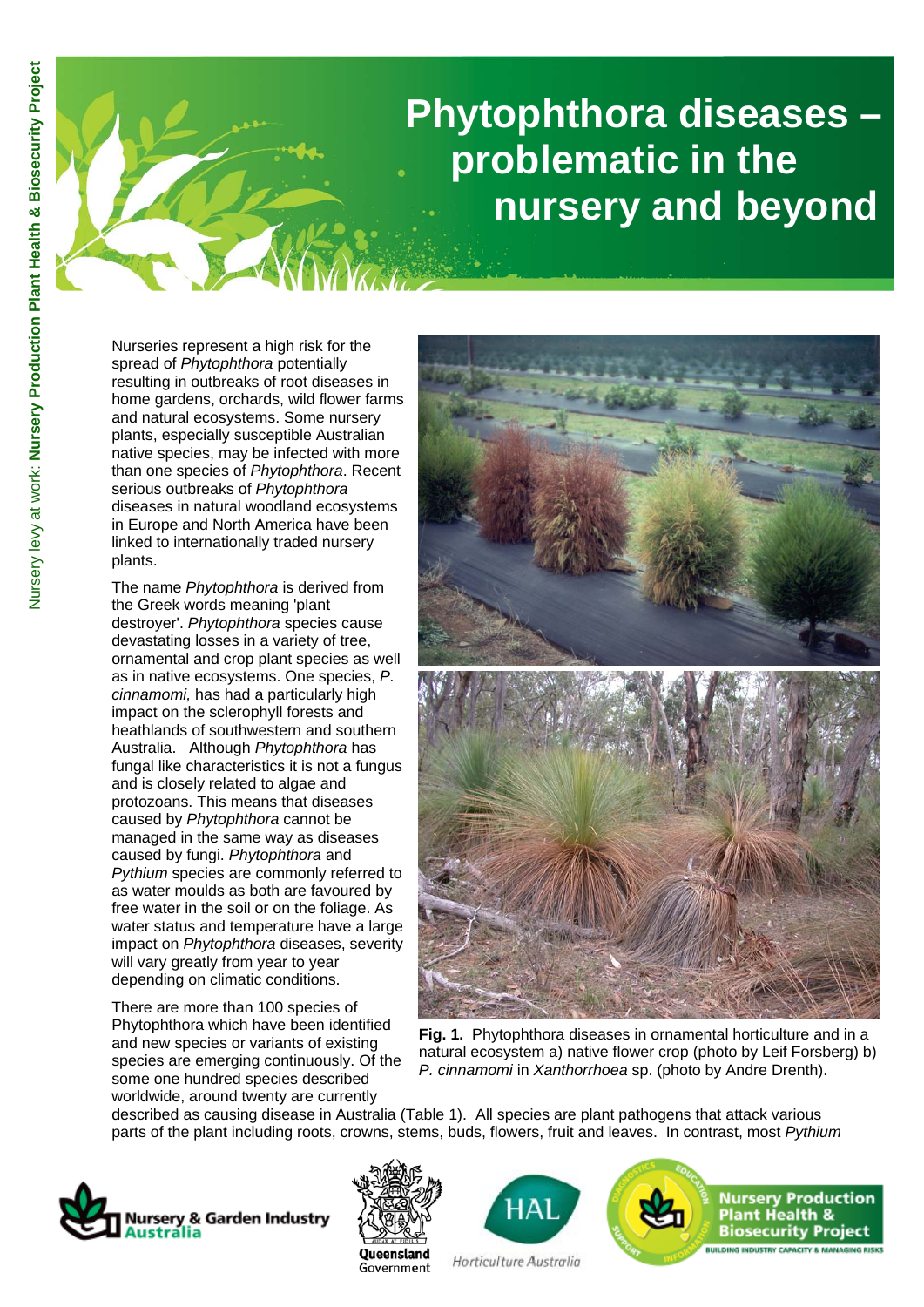# Phytophthora diseases – problematic in the nursery and beyond

Nurseries represent a high risk for the spread of *Phytophthora* potentially resulting in outbreaks of root diseases in home gardens, orchards, wild flower farms and natural ecosystems. Some nursery plants, especially susceptible Australian native species, may be infected with more than one species of *Phytophthora*. Recent serious outbreaks of *Phytophthora* diseases in natural woodland ecosystems in Europe and North America have been linked to internationally traded nursery plants.

The name *Phytophthora* is derived from the Greek words meaning 'plant destroyer'. *Phytophthora* species cause devastating losses in a variety of tree, ornamental and crop plant species as well as in native ecosystems. One species, *P. cinnamomi,* has had a particularly high impact on the sclerophyll forests and heathlands of southwestern and southern Australia. Although *Phytophthora* has fungal like characteristics it is not a fungus and is closely related to algae and protozoans. This means that diseases caused by *Phytophthora* cannot be managed in the same way as diseases caused by fungi. *Phytophthora* and *Pythium* species are commonly referred to as water moulds as both are favoured by free water in the soil or on the foliage. As water status and temperature have a large impact on *Phytophthora* diseases, severity will vary greatly from year to year depending on climatic conditions.

There are more than 100 species of Phytophthora which have been identified and new species or variants of existing species are emerging continuously. Of the some one hundred species described worldwide, around twenty are currently described as causing disease in Australia (Table 1). All species are plant pathogens that attack various parts of the plant including roots, crowns, stems, buds, flowers, fruit and leaves. In contrast, most *Pythium*

**Fig. 1.** Phytophthora diseases in ornamental horticulture and in a natural ecosystem a) native flower crop (photo by Leif Forsberg) b) *P. cinnamomi* in *Xanthorrhoea* sp. (photo by Andre Drenth).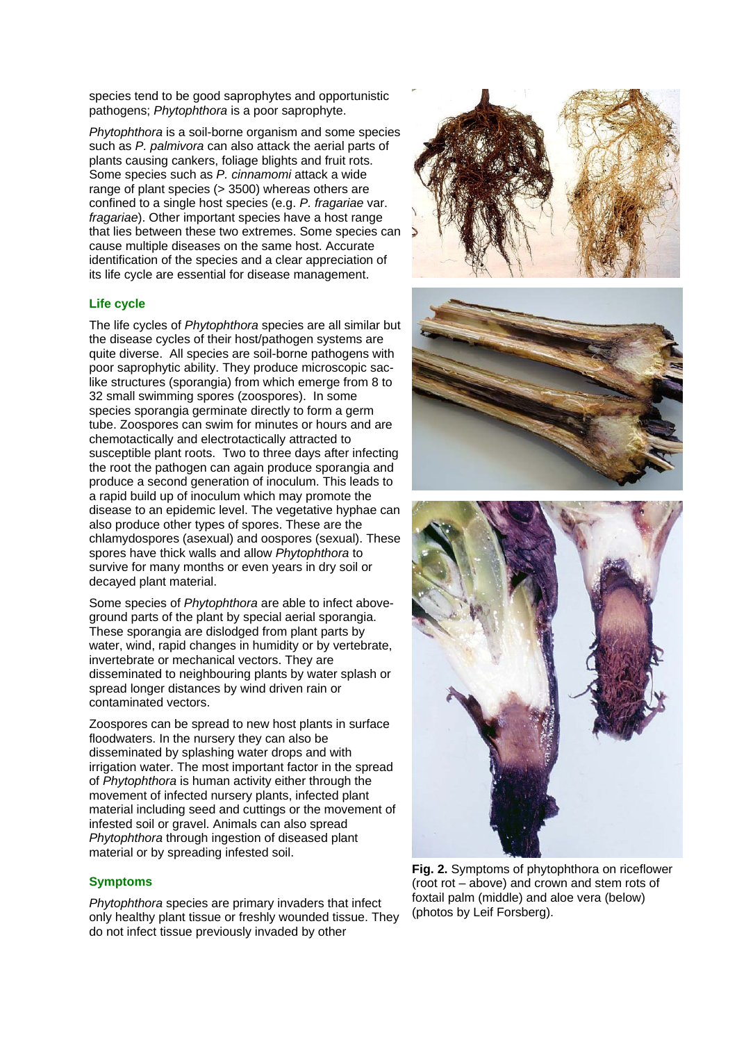species tend to be good saprophytes and opportunistic pathogens; *Phytophthora* is a poor saprophyte.

*Phytophthora* is a soil-borne organism and some species such as *P. palmivora* can also attack the aerial parts of plants causing cankers, foliage blights and fruit rots. Some species such as *P. cinnamomi* attack a wide range of plant species (> 3500) whereas others are confined to a single host species (e.g. *P. fragariae* var. *fragariae*). Other important species have a host range that lies between these two extremes. Some species can cause multiple diseases on the same host. Accurate identification of the species and a clear appreciation of its life cycle are essential for disease management.

### Life cycle

The life cycles of *Phytophthora* species are all similar but the disease cycles of their host/pathogen systems are quite diverse. All species are soil-borne pathogens with poor saprophytic ability. They produce microscopic sac-like structures (sporangia) from which emerge from 8 to 32 small swimming spores (zoospores). In some species sporangia germinate directly to form a germ tube. Zoospores can swim for minutes or hours and are chemotactically and electrotactically attracted to susceptible plant roots. Two to three days after infecting the root the pathogen can again produce sporangia and produce a second generation of inoculum. This leads to a rapid build up of inoculum which may promote the disease to an epidemic level. The vegetative hyphae can also produce other types of spores. These are the chlamydospores (asexual) and oospores (sexual). These spores have thick walls and allow *Phytophthora* to survive for many months or even years in dry soil or decayed plant material.

Some species of *Phytophthora* are able to infect above-ground parts of the plant by special aerial sporangia. These sporangia are dislodged from plant parts by water, wind, rapid changes in humidity or by vertebrate, invertebrate or mechanical vectors. They are disseminated to neighbouring plants by water splash or spread longer distances by wind driven rain or contaminated vectors.

Zoospores can be spread to new host plants in surface floodwaters. In the nursery they can also be disseminated by splashing water drops and with irrigation water. The most important factor in the spread of *Phytophthora* is human activity either through the movement of infected nursery plants, infected plant material including seed and cuttings or the movement of infested soil or gravel. Animals can also spread *Phytophthora* through ingestion of diseased plant material or by spreading infested soil.

### Symptoms

*Phytophthora* species are primary invaders that infect only healthy plant tissue or freshly wounded tissue. They do not infect tissue previously invaded by other

**Fig. 2.** Symptoms of phytophthora on riceflower (root rot – above) and crown and stem rots of foxtail palm (middle) and aloe vera (below) (photos by Leif Forsberg).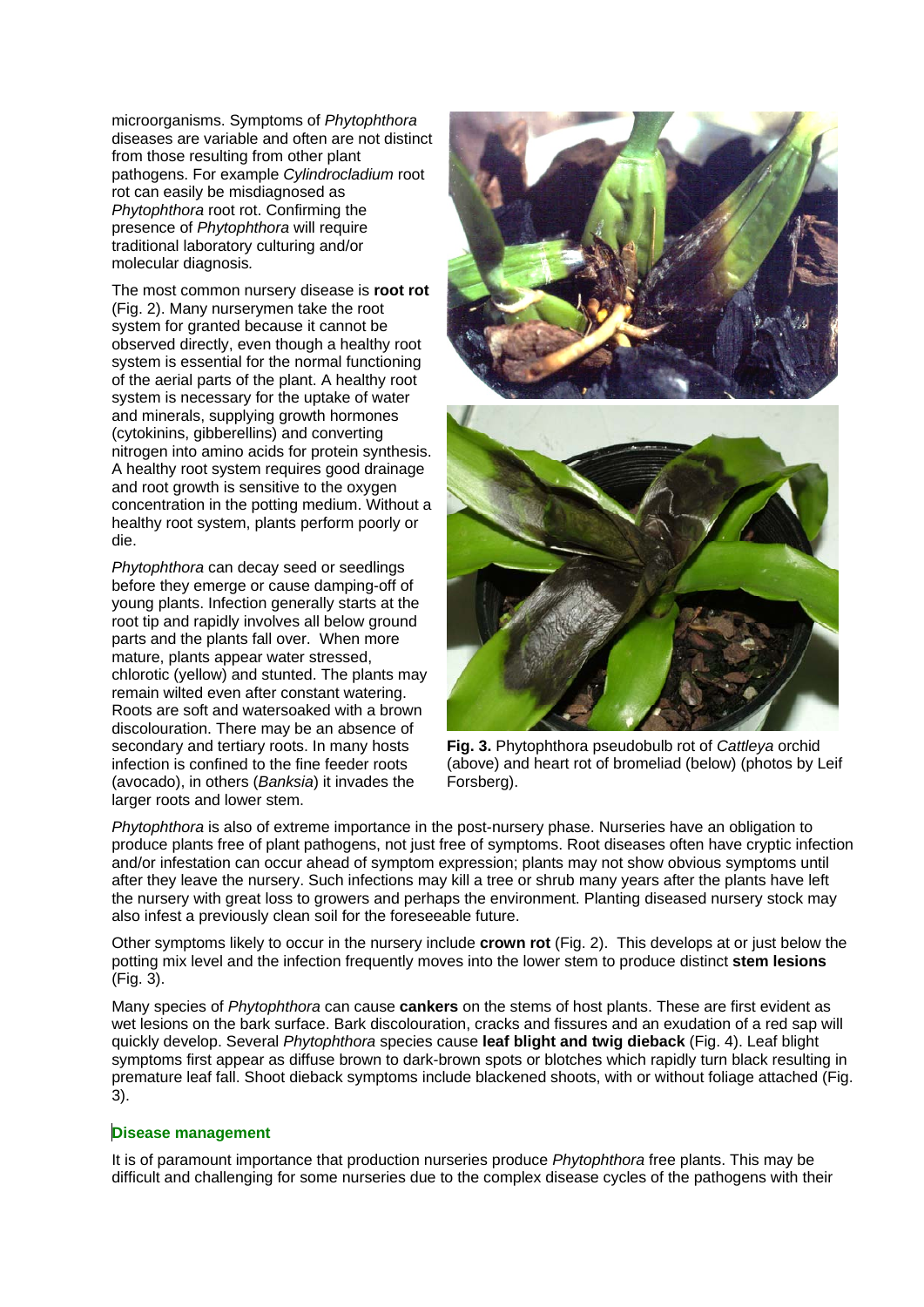microorganisms. Symptoms of *Phytophthora* diseases are variable and often are not distinct from those resulting from other plant pathogens. For example *Cylindrocladium* root rot can easily be misdiagnosed as *Phytophthora* root rot. Confirming the presence of *Phytophthora* will require traditional laboratory culturing and/or molecular diagnosis*.*

The most common nursery disease is **root rot** (Fig. 2). Many nurserymen take the root system for granted because it cannot be observed directly, even though a healthy root system is essential for the normal functioning of the aerial parts of the plant. A healthy root system is necessary for the uptake of water and minerals, supplying growth hormones (cytokinins, gibberellins) and converting nitrogen into amino acids for protein synthesis. A healthy root system requires good drainage and root growth is sensitive to the oxygen concentration in the potting medium. Without a healthy root system, plants perform poorly or die.

*Phytophthora* can decay seed or seedlings before they emerge or cause damping-off of young plants. Infection generally starts at the root tip and rapidly involves all below ground parts and the plants fall over. When more mature, plants appear water stressed, chlorotic (yellow) and stunted. The plants may remain wilted even after constant watering. Roots are soft and watersoaked with a brown discolouration. There may be an absence of secondary and tertiary roots. In many hosts infection is confined to the fine feeder roots (avocado), in others (*Banksia*) it invades the larger roots and lower stem.

**Fig. 3.** Phytophthora pseudobulb rot of *Cattleya* orchid (above) and heart rot of bromeliad (below) (photos by Leif Forsberg).

*Phytophthora* is also of extreme importance in the post-nursery phase. Nurseries have an obligation to produce plants free of plant pathogens, not just free of symptoms. Root diseases often have cryptic infection and/or infestation can occur ahead of symptom expression; plants may not show obvious symptoms until after they leave the nursery. Such infections may kill a tree or shrub many years after the plants have left the nursery with great loss to growers and perhaps the environment. Planting diseased nursery stock may also infest a previously clean soil for the foreseeable future.

Other symptoms likely to occur in the nursery include **crown rot** (Fig. 2). This develops at or just below the potting mix level and the infection frequently moves into the lower stem to produce distinct **stem lesions** (Fig. 3).

Many species of *Phytophthora* can cause **cankers** on the stems of host plants. These are first evident as wet lesions on the bark surface. Bark discolouration, cracks and fissures and an exudation of a red sap will quickly develop. Several *Phytophthora* species cause **leaf blight and twig dieback** (Fig. 4). Leaf blight symptoms first appear as diffuse brown to dark-brown spots or blotches which rapidly turn black resulting in premature leaf fall. Shoot dieback symptoms include blackened shoots, with or without foliage attached (Fig. 3).

## Disease management

It is of paramount importance that production nurseries produce *Phytophthora* free plants. This may be difficult and challenging for some nurseries due to the complex disease cycles of the pathogens with their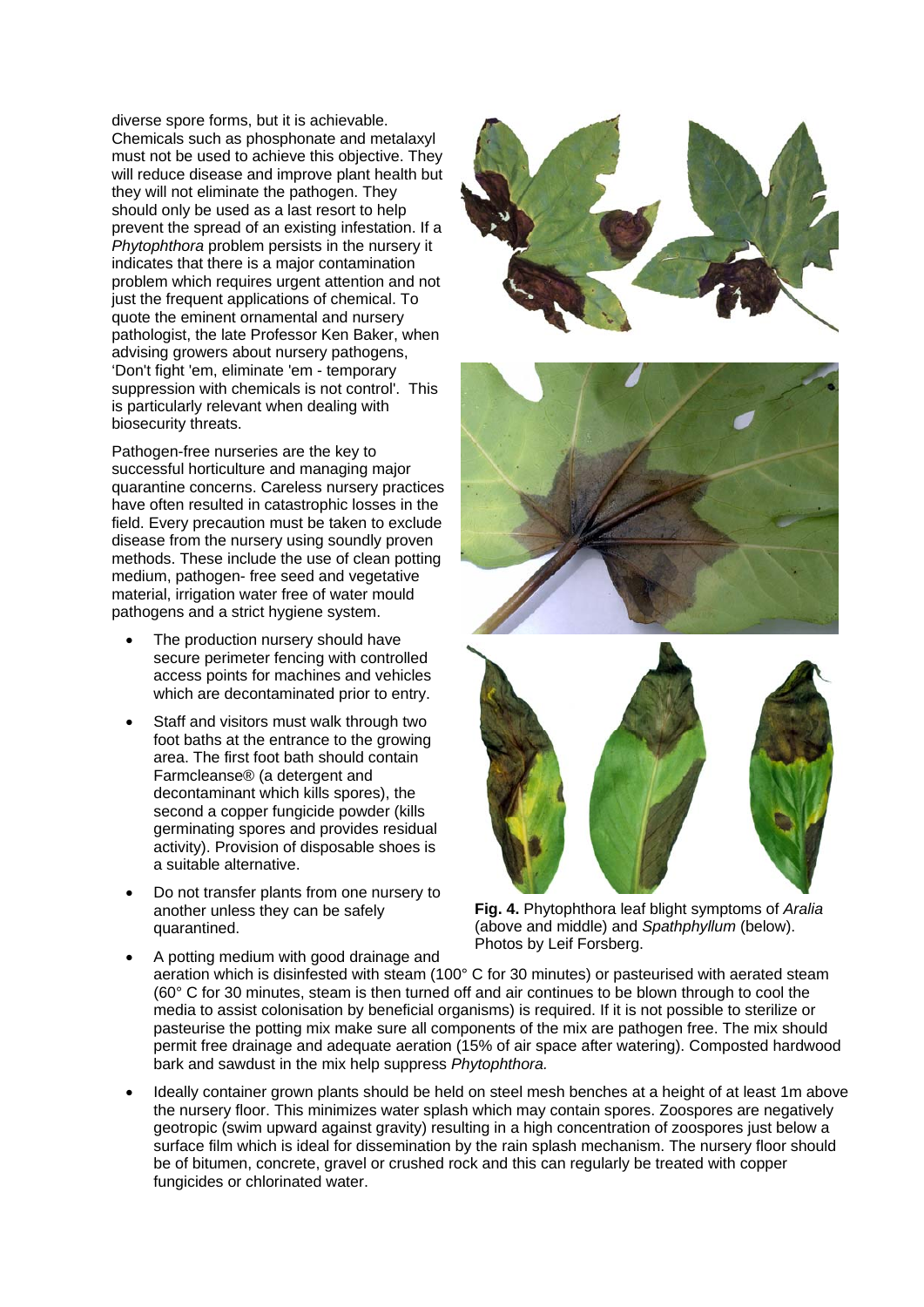diverse spore forms, but it is achievable. Chemicals such as phosphonate and metalaxyl must not be used to achieve this objective. They will reduce disease and improve plant health but they will not eliminate the pathogen. They should only be used as a last resort to help prevent the spread of an existing infestation. If a *Phytophthora* problem persists in the nursery it indicates that there is a major contamination problem which requires urgent attention and not just the frequent applications of chemical. To quote the eminent ornamental and nursery pathologist, the late Professor Ken Baker, when advising growers about nursery pathogens, 'Don't fight 'em, eliminate 'em - temporary suppression with chemicals is not control'. This is particularly relevant when dealing with biosecurity threats.

Pathogen-free nurseries are the key to successful horticulture and managing major quarantine concerns. Careless nursery practices have often resulted in catastrophic losses in the field. Every precaution must be taken to exclude disease from the nursery using soundly proven methods. These include the use of clean potting medium, pathogen- free seed and vegetative material, irrigation water free of water mould pathogens and a strict hygiene system.

- The production nursery should have secure perimeter fencing with controlled access points for machines and vehicles which are decontaminated prior to entry.
- Staff and visitors must walk through two foot baths at the entrance to the growing area. The first foot bath should contain Farmcleanse® (a detergent and decontaminant which kills spores), the second a copper fungicide powder (kills germinating spores and provides residual activity). Provision of disposable shoes is a suitable alternative.
- Do not transfer plants from one nursery to another unless they can be safely quarantined.
- A potting medium with good drainage and aeration which is disinfested with steam (100° C for 30 minutes) or pasteurised with aerated steam (60° C for 30 minutes, steam is then turned off and air continues to be blown through to cool the media to assist colonisation by beneficial organisms) is required. If it is not possible to sterilize or pasteurise the potting mix make sure all components of the mix are pathogen free. The mix should permit free drainage and adequate aeration (15% of air space after watering). Composted hardwood bark and sawdust in the mix help suppress *Phytophthora.*
- Ideally container grown plants should be held on steel mesh benches at a height of at least 1m above the nursery floor. This minimizes water splash which may contain spores. Zoospores are negatively geotropic (swim upward against gravity) resulting in a high concentration of zoospores just below a surface film which is ideal for dissemination by the rain splash mechanism. The nursery floor should be of bitumen, concrete, gravel or crushed rock and this can regularly be treated with copper fungicides or chlorinated water.

**Fig. 4.** Phytophthora leaf blight symptoms of *Aralia* (above and middle) and *Spathphyllum* (below). Photos by Leif Forsberg.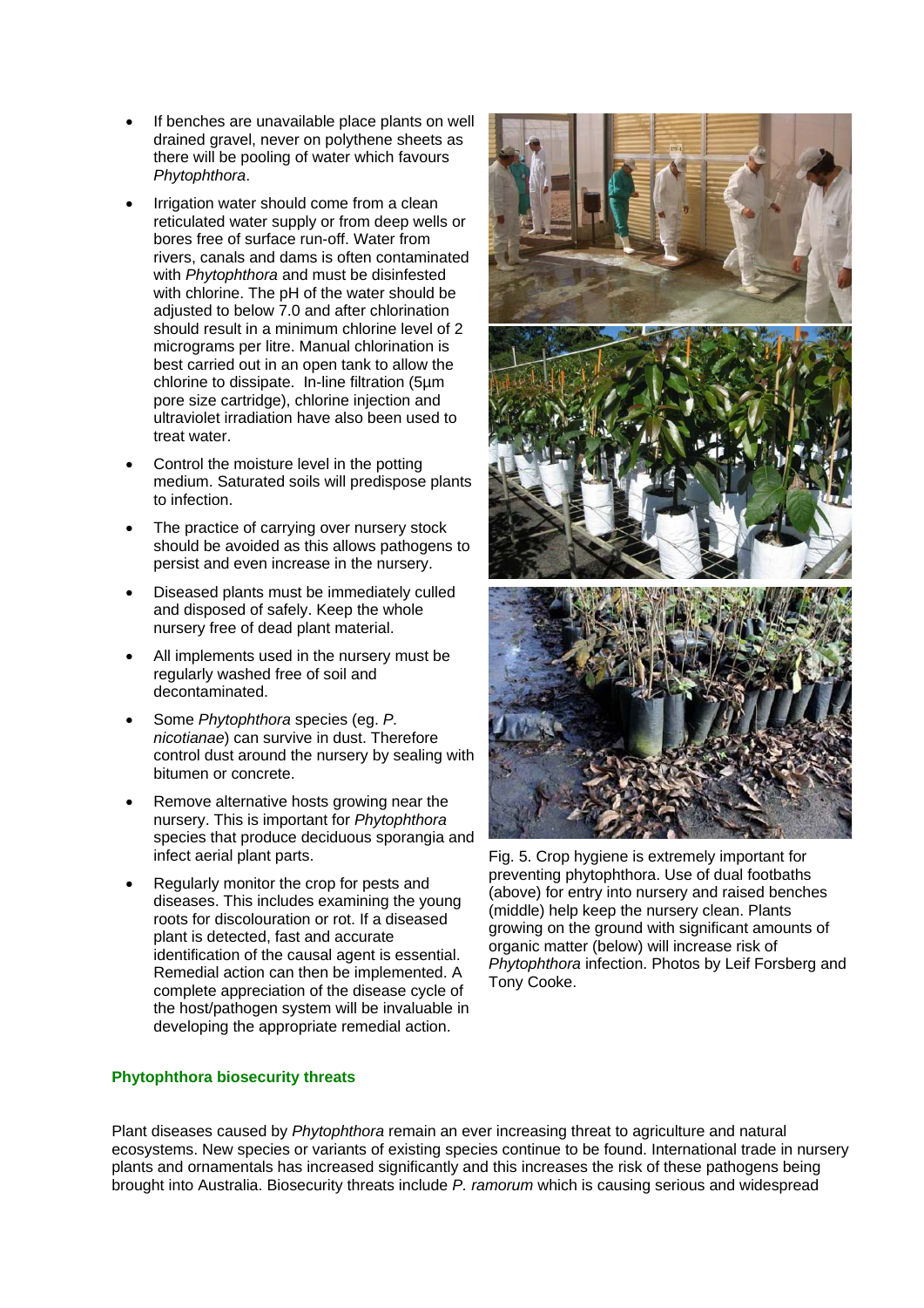- If benches are unavailable place plants on well drained gravel, never on polythene sheets as there will be pooling of water which favours *Phytophthora*.
- Irrigation water should come from a clean reticulated water supply or from deep wells or bores free of surface run-off. Water from rivers, canals and dams is often contaminated with *Phytophthora* and must be disinfested with chlorine. The pH of the water should be adjusted to below 7.0 and after chlorination should result in a minimum chlorine level of 2 micrograms per litre. Manual chlorination is best carried out in an open tank to allow the chlorine to dissipate. In-line filtration (5µm pore size cartridge), chlorine injection and ultraviolet irradiation have also been used to treat water.
- Control the moisture level in the potting medium. Saturated soils will predispose plants to infection.
- The practice of carrying over nursery stock should be avoided as this allows pathogens to persist and even increase in the nursery.
- Diseased plants must be immediately culled and disposed of safely. Keep the whole nursery free of dead plant material.
- All implements used in the nursery must be regularly washed free of soil and decontaminated.
- Some *Phytophthora* species (eg. *P. nicotianae*) can survive in dust. Therefore control dust around the nursery by sealing with bitumen or concrete.
- Remove alternative hosts growing near the nursery. This is important for *Phytophthora* species that produce deciduous sporangia and infect aerial plant parts.
- Regularly monitor the crop for pests and diseases. This includes examining the young roots for discolouration or rot. If a diseased plant is detected, fast and accurate identification of the causal agent is essential. Remedial action can then be implemented. A complete appreciation of the disease cycle of the host/pathogen system will be invaluable in developing the appropriate remedial action.

Fig. 5. Crop hygiene is extremely important for preventing phytophthora. Use of dual footbaths (above) for entry into nursery and raised benches (middle) help keep the nursery clean. Plants growing on the ground with significant amounts of organic matter (below) will increase risk of *Phytophthora* infection. Photos by Leif Forsberg and Tony Cooke.

## Phytophthora biosecurity threats

Plant diseases caused by *Phytophthora* remain an ever increasing threat to agriculture and natural ecosystems. New species or variants of existing species continue to be found. International trade in nursery plants and ornamentals has increased significantly and this increases the risk of these pathogens being brought into Australia. Biosecurity threats include *P. ramorum* which is causing serious and widespread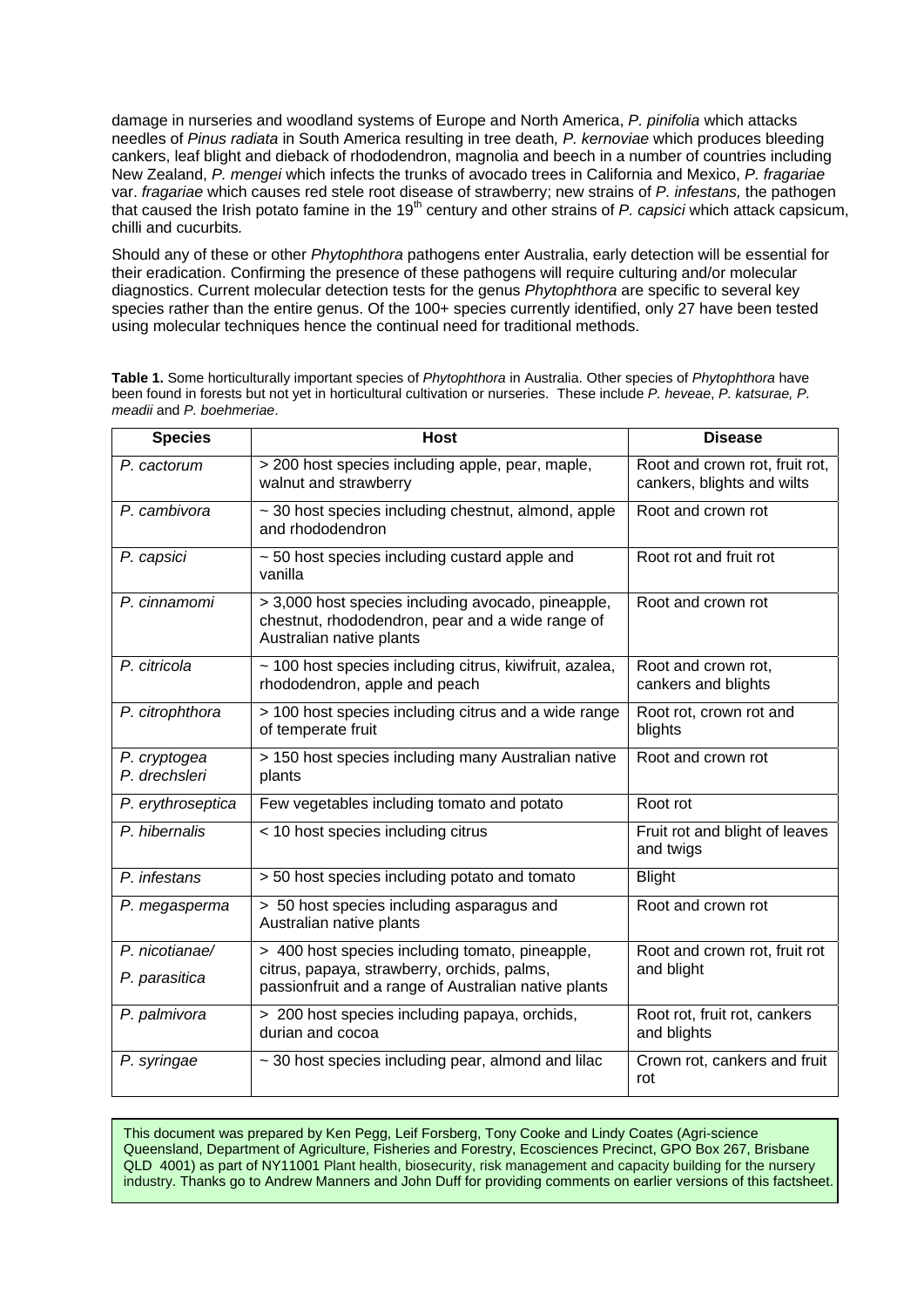damage in nurseries and woodland systems of Europe and North America, *P. pinifolia* which attacks needles of *Pinus radiata* in South America resulting in tree death*, P. kernoviae* which produces bleeding cankers, leaf blight and dieback of rhododendron, magnolia and beech in a number of countries including New Zealand, *P. mengei* which infects the trunks of avocado trees in California and Mexico, *P. fragariae* var. *fragariae* which causes red stele root disease of strawberry; new strains of *P. infestans,* the pathogen that caused the Irish potato famine in the 19th century and other strains of *P. capsici* which attack capsicum, chilli and cucurbits*.*

Should any of these or other *Phytophthora* pathogens enter Australia, early detection will be essential for their eradication. Confirming the presence of these pathogens will require culturing and/or molecular diagnostics. Current molecular detection tests for the genus *Phytophthora* are specific to several key species rather than the entire genus. Of the 100+ species currently identified, only 27 have been tested using molecular techniques hence the continual need for traditional methods.

**Table 1.** Some horticulturally important species of *Phytophthora* in Australia. Other species of *Phytophthora* have been found in forests but not yet in horticultural cultivation or nurseries. These include *P. heveae*, *P. katsurae, P. meadii* and *P. boehmeriae*.

| Species | Host | Disease |
|---|---|---|
| *P. cactorum* | > 200 host species including apple, pear, maple, walnut and strawberry | Root and crown rot, fruit rot, cankers, blights and wilts |
| *P. cambivora* | ~ 30 host species including chestnut, almond, apple and rhododendron | Root and crown rot |
| *P. capsici* | ~ 50 host species including custard apple and vanilla | Root rot and fruit rot |
| *P. cinnamomi* | > 3,000 host species including avocado, pineapple, chestnut, rhododendron, pear and a wide range of Australian native plants | Root and crown rot |
| *P. citricola* | ~ 100 host species including citrus, kiwifruit, azalea, rhododendron, apple and peach | Root and crown rot, cankers and blights |
| *P. citrophthora* | > 100 host species including citrus and a wide range of temperate fruit | Root rot, crown rot and blights |
| *P. cryptogea* *P. drechsleri* | > 150 host species including many Australian native plants | Root and crown rot |
| *P. erythroseptica* | Few vegetables including tomato and potato | Root rot |
| *P. hibernalis* | < 10 host species including citrus | Fruit rot and blight of leaves and twigs |
| *P. infestans* | > 50 host species including potato and tomato | Blight |
| *P. megasperma* | > 50 host species including asparagus and Australian native plants | Root and crown rot |
| *P. nicotianae/* *P. parasitica* | > 400 host species including tomato, pineapple, citrus, papaya, strawberry, orchids, palms, passionfruit and a range of Australian native plants | Root and crown rot, fruit rot and blight |
| *P. palmivora* | > 200 host species including papaya, orchids, durian and cocoa | Root rot, fruit rot, cankers and blights |
| *P. syringae* | ~ 30 host species including pear, almond and lilac | Crown rot, cankers and fruit rot |

This document was prepared by Ken Pegg, Leif Forsberg, Tony Cooke and Lindy Coates (Agri-science Queensland, Department of Agriculture, Fisheries and Forestry, Ecosciences Precinct, GPO Box 267, Brisbane QLD 4001) as part of NY11001 Plant health, biosecurity, risk management and capacity building for the nursery industry. Thanks go to Andrew Manners and John Duff for providing comments on earlier versions of this factsheet.